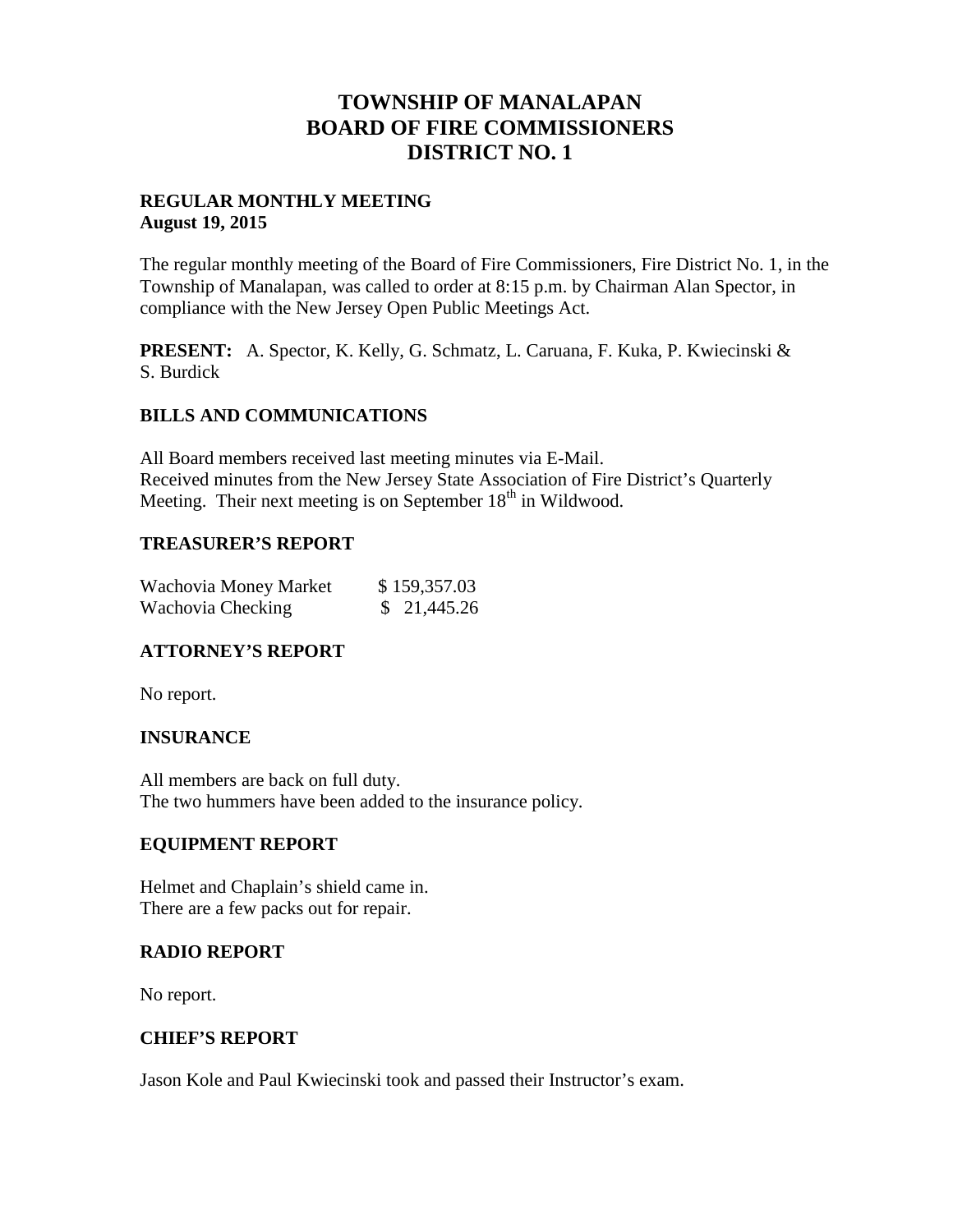# TOWNSHIP OF MANALAPAN
# BOARD OF FIRE COMMISSIONERS
# DISTRICT NO. 1

**REGULAR MONTHLY MEETING**
**August 19, 2015**

The regular monthly meeting of the Board of Fire Commissioners, Fire District No. 1, in the Township of Manalapan, was called to order at 8:15 p.m. by Chairman Alan Spector, in compliance with the New Jersey Open Public Meetings Act.

**PRESENT:** A. Spector, K. Kelly, G. Schmatz, L. Caruana, F. Kuka, P. Kwiecinski & S. Burdick

## BILLS AND COMMUNICATIONS

All Board members received last meeting minutes via E-Mail.
Received minutes from the New Jersey State Association of Fire District's Quarterly Meeting. Their next meeting is on September 18th in Wildwood.

## TREASURER'S REPORT

| | |
|---|---|
| Wachovia Money Market | $ 159,357.03 |
| Wachovia Checking | $ 21,445.26 |

## ATTORNEY'S REPORT

No report.

## INSURANCE

All members are back on full duty.
The two hummers have been added to the insurance policy.

## EQUIPMENT REPORT

Helmet and Chaplain's shield came in.
There are a few packs out for repair.

## RADIO REPORT

No report.

## CHIEF'S REPORT

Jason Kole and Paul Kwiecinski took and passed their Instructor's exam.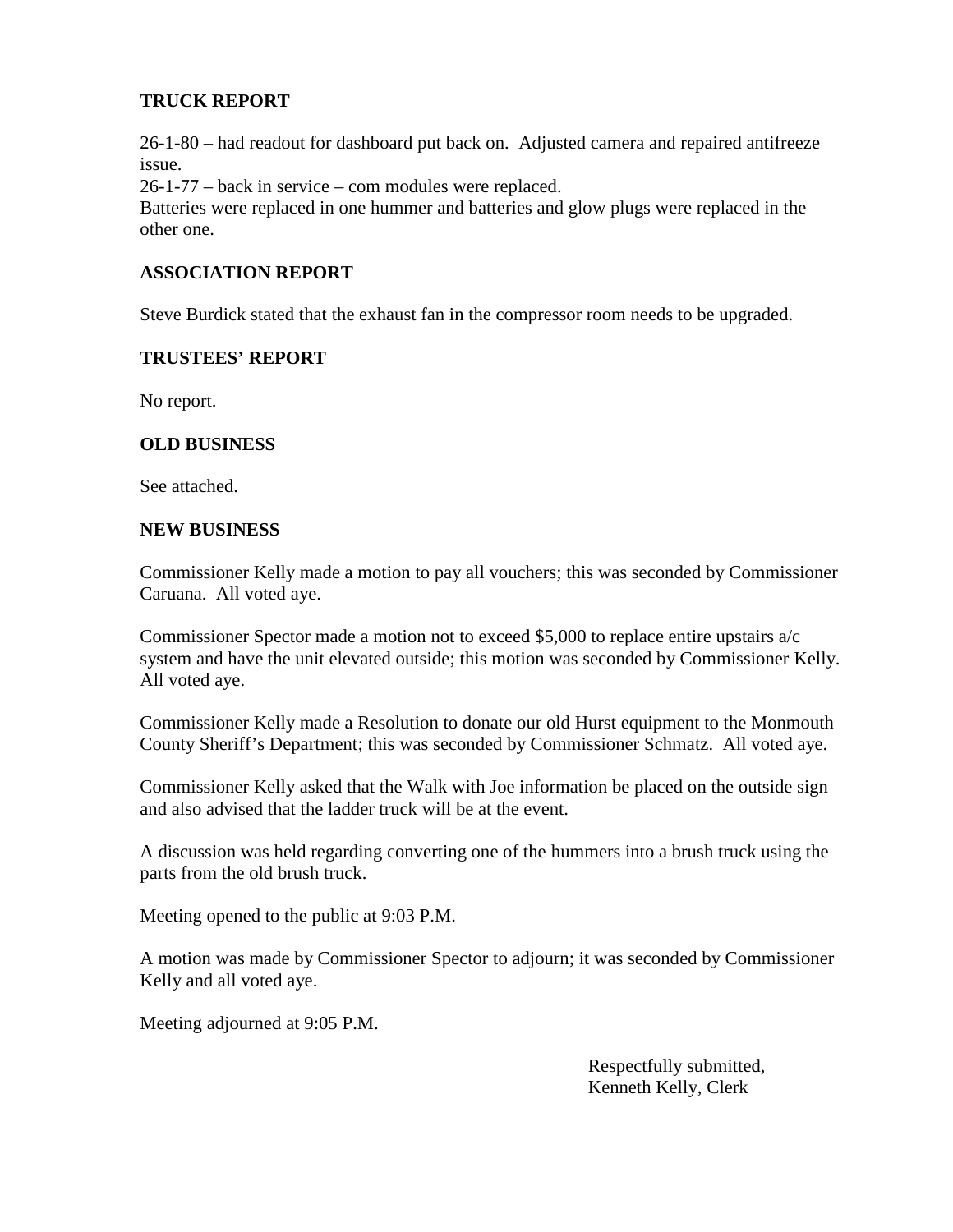**TRUCK REPORT**

26-1-80 – had readout for dashboard put back on. Adjusted camera and repaired antifreeze issue.
26-1-77 – back in service – com modules were replaced.
Batteries were replaced in one hummer and batteries and glow plugs were replaced in the other one.

**ASSOCIATION REPORT**

Steve Burdick stated that the exhaust fan in the compressor room needs to be upgraded.

**TRUSTEES' REPORT**

No report.

**OLD BUSINESS**

See attached.

**NEW BUSINESS**

Commissioner Kelly made a motion to pay all vouchers; this was seconded by Commissioner Caruana. All voted aye.

Commissioner Spector made a motion not to exceed $5,000 to replace entire upstairs a/c system and have the unit elevated outside; this motion was seconded by Commissioner Kelly. All voted aye.

Commissioner Kelly made a Resolution to donate our old Hurst equipment to the Monmouth County Sheriff's Department; this was seconded by Commissioner Schmatz. All voted aye.

Commissioner Kelly asked that the Walk with Joe information be placed on the outside sign and also advised that the ladder truck will be at the event.

A discussion was held regarding converting one of the hummers into a brush truck using the parts from the old brush truck.

Meeting opened to the public at 9:03 P.M.

A motion was made by Commissioner Spector to adjourn; it was seconded by Commissioner Kelly and all voted aye.

Meeting adjourned at 9:05 P.M.

Respectfully submitted,
Kenneth Kelly, Clerk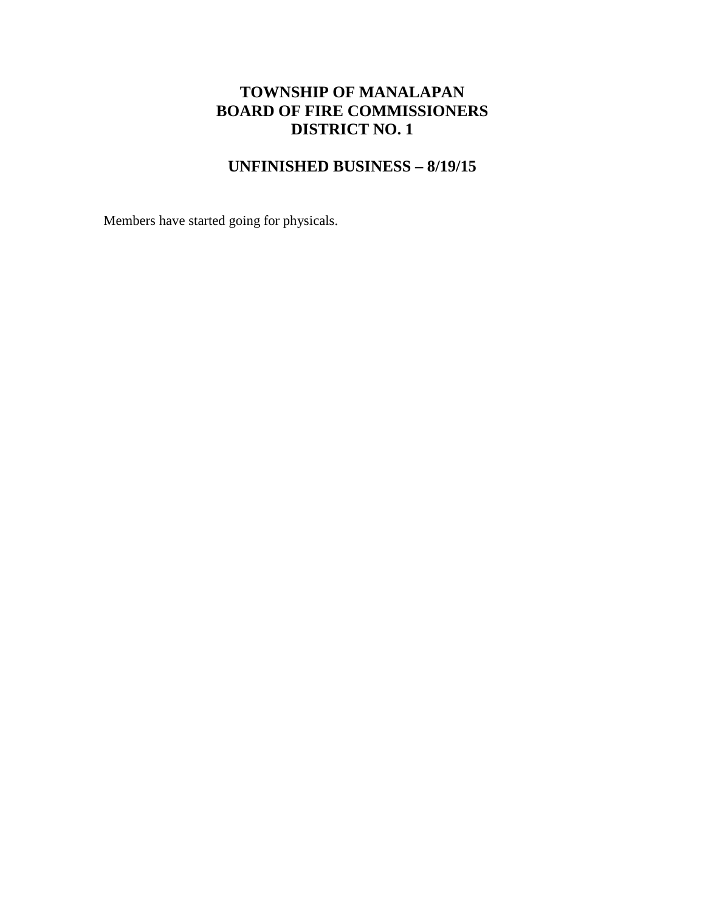# TOWNSHIP OF MANALAPAN
# BOARD OF FIRE COMMISSIONERS
# DISTRICT NO. 1

## UNFINISHED BUSINESS – 8/19/15

Members have started going for physicals.